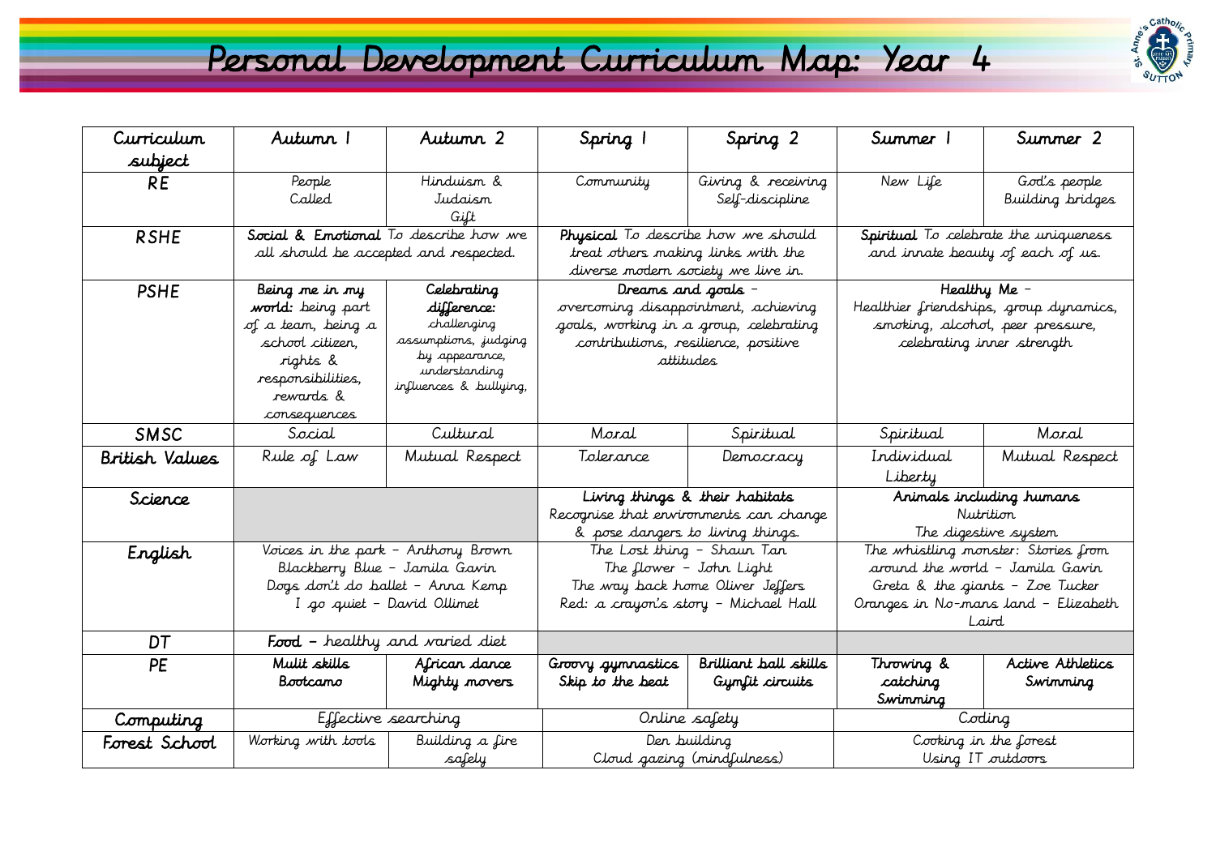# Personal Development Curriculum Map: Year 4

| Curriculum subject | Autumn 1 | Autumn 2 | Spring 1 | Spring 2 | Summer 1 | Summer 2 |
|---|---|---|---|---|---|---|
| RE | People Called | Hinduism & Judaism Gift | Community | Giving & receiving Self-discipline | New Life | God's people Building bridges |
| RSHE | **Social & Emotional** To describe how we all should be accepted and respected. | | **Physical** To describe how we should treat others making links with the diverse modern society we live in. | | **Spiritual** To celebrate the uniqueness and innate beauty of each of us. | |
| PSHE | **Being me in my world:** being part of a team, being a school citizen, rights & responsibilities, rewards & consequences | **Celebrating difference:** challenging assumptions, judging by appearance, understanding influences & bullying, | **Dreams and goals** – overcoming disappointment, achieving goals, working in a group, celebrating contributions, resilience, positive attitudes | | **Healthy Me** – Healthier friendships, group dynamics, smoking, alcohol, peer pressure, celebrating inner strength | |
| SMSC | Social | Cultural | Moral | Spiritual | Spiritual | Moral |
| British Values | Rule of Law | Mutual Respect | Tolerance | Democracy | Individual Liberty | Mutual Respect |
| Science | | | **Living things & their habitats** Recognise that environments can change & pose dangers to living things. | | **Animals including humans** Nutrition The digestive system | |
| English | Voices in the park – Anthony Brown Blackberry Blue – Jamila Gavin Dogs don't do ballet – Anna Kemp I go quiet – David Ollimet | | The Lost thing – Shaun Tan The flower – John Light The way back home Oliver Jeffers Red: a crayon's story – Michael Hall | | The whistling monster: Stories from around the world – Jamila Gavin Greta & the giants – Zoe Tucker Oranges in No-mans land – Elizabeth Laird | |
| DT | **Food** – healthy and varied diet | | | | | |
| PE | **Mulit skills** **Bootcamo** | **African dance** **Mighty movers** | **Groovy gymnastics** **Skip to the beat** | **Brilliant ball skills** **Gymfit circuits** | **Throwing & catching** **Swimming** | **Active Athletics** **Swimming** |
| Computing | Effective searching | | Online safety | | Coding | |
| Forest School | Working with tools | Building a fire safely | Den building Cloud gazing (mindfulness) | | Cooking in the forest Using IT outdoors | |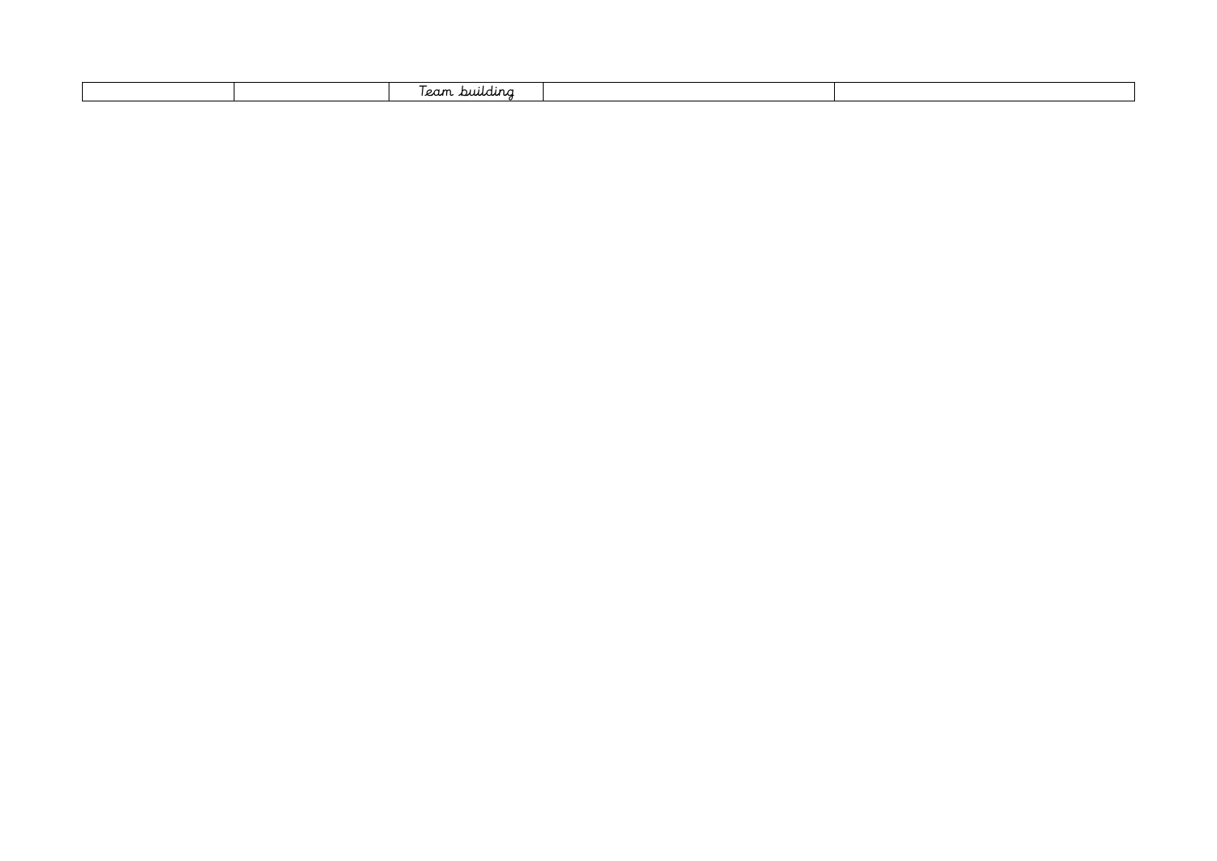| | | | | |
|---|---|---|---|---|
| | | Team building | | |